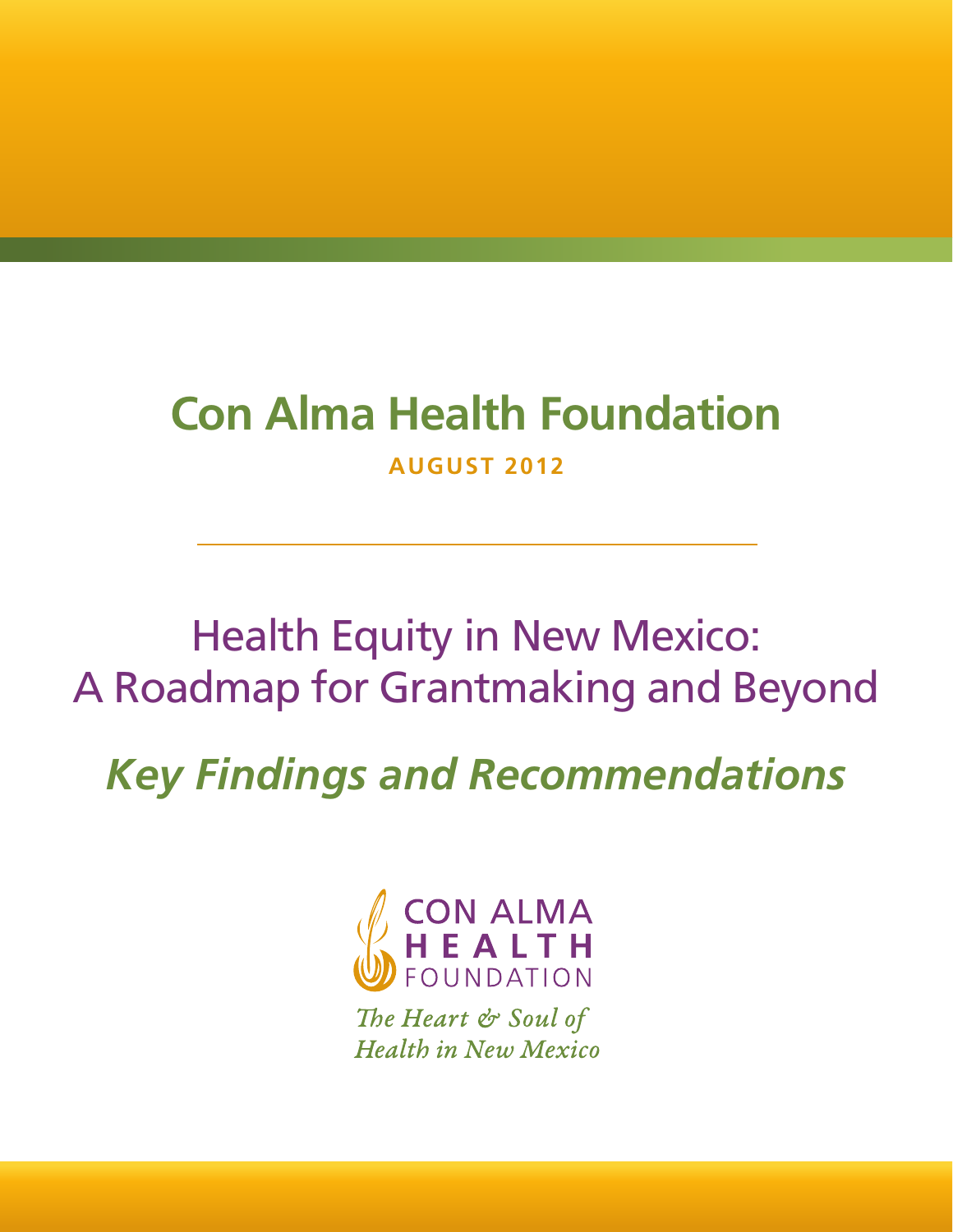# Con Alma Health Foundation

**AUGUST 2012**

---

## Health Equity in New Mexico: A Roadmap for Grantmaking and Beyond

## *Key Findings and Recommendations*

CON ALMA HEALTH FOUNDATION

*The Heart & Soul of Health in New Mexico*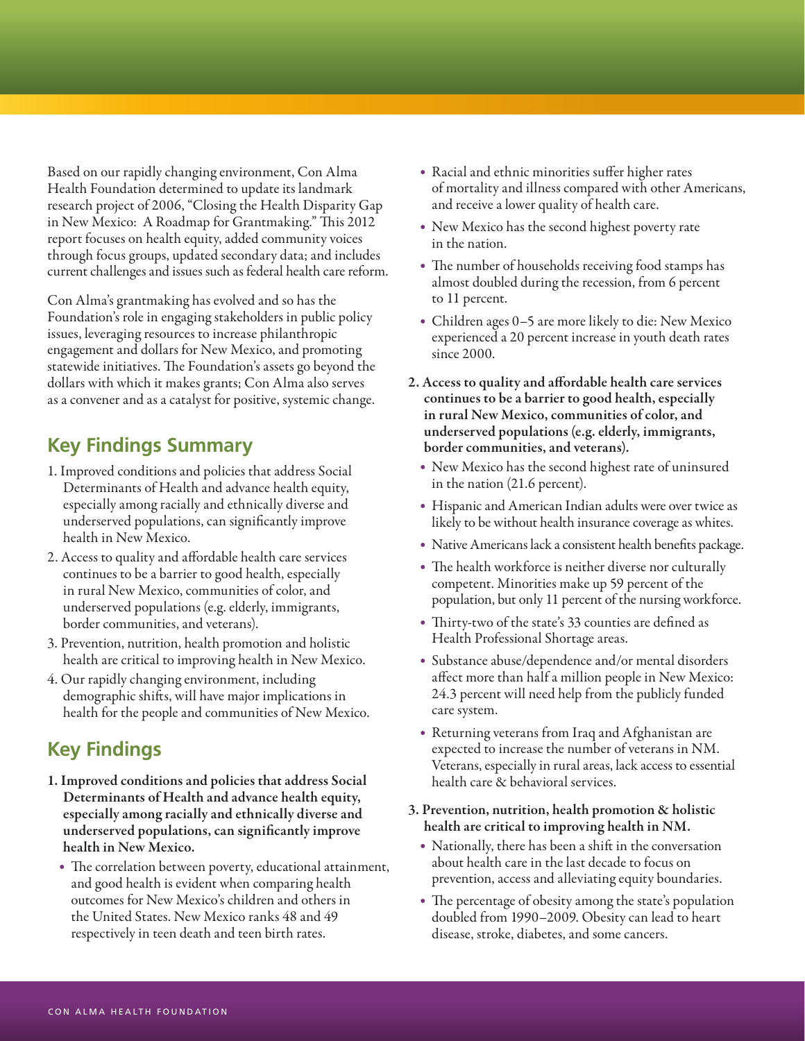Based on our rapidly changing environment, Con Alma Health Foundation determined to update its landmark research project of 2006, "Closing the Health Disparity Gap in New Mexico: A Roadmap for Grantmaking." This 2012 report focuses on health equity, added community voices through focus groups, updated secondary data; and includes current challenges and issues such as federal health care reform.

Con Alma's grantmaking has evolved and so has the Foundation's role in engaging stakeholders in public policy issues, leveraging resources to increase philanthropic engagement and dollars for New Mexico, and promoting statewide initiatives. The Foundation's assets go beyond the dollars with which it makes grants; Con Alma also serves as a convener and as a catalyst for positive, systemic change.

## Key Findings Summary

1. Improved conditions and policies that address Social Determinants of Health and advance health equity, especially among racially and ethnically diverse and underserved populations, can significantly improve health in New Mexico.
2. Access to quality and affordable health care services continues to be a barrier to good health, especially in rural New Mexico, communities of color, and underserved populations (e.g. elderly, immigrants, border communities, and veterans).
3. Prevention, nutrition, health promotion and holistic health are critical to improving health in New Mexico.
4. Our rapidly changing environment, including demographic shifts, will have major implications in health for the people and communities of New Mexico.

## Key Findings

**1. Improved conditions and policies that address Social Determinants of Health and advance health equity, especially among racially and ethnically diverse and underserved populations, can significantly improve health in New Mexico.**

- The correlation between poverty, educational attainment, and good health is evident when comparing health outcomes for New Mexico's children and others in the United States. New Mexico ranks 48 and 49 respectively in teen death and teen birth rates.
- Racial and ethnic minorities suffer higher rates of mortality and illness compared with other Americans, and receive a lower quality of health care.
- New Mexico has the second highest poverty rate in the nation.
- The number of households receiving food stamps has almost doubled during the recession, from 6 percent to 11 percent.
- Children ages 0–5 are more likely to die: New Mexico experienced a 20 percent increase in youth death rates since 2000.

**2. Access to quality and affordable health care services continues to be a barrier to good health, especially in rural New Mexico, communities of color, and underserved populations (e.g. elderly, immigrants, border communities, and veterans).**

- New Mexico has the second highest rate of uninsured in the nation (21.6 percent).
- Hispanic and American Indian adults were over twice as likely to be without health insurance coverage as whites.
- Native Americans lack a consistent health benefits package.
- The health workforce is neither diverse nor culturally competent. Minorities make up 59 percent of the population, but only 11 percent of the nursing workforce.
- Thirty-two of the state's 33 counties are defined as Health Professional Shortage areas.
- Substance abuse/dependence and/or mental disorders affect more than half a million people in New Mexico: 24.3 percent will need help from the publicly funded care system.
- Returning veterans from Iraq and Afghanistan are expected to increase the number of veterans in NM. Veterans, especially in rural areas, lack access to essential health care & behavioral services.

**3. Prevention, nutrition, health promotion & holistic health are critical to improving health in NM.**

- Nationally, there has been a shift in the conversation about health care in the last decade to focus on prevention, access and alleviating equity boundaries.
- The percentage of obesity among the state's population doubled from 1990–2009. Obesity can lead to heart disease, stroke, diabetes, and some cancers.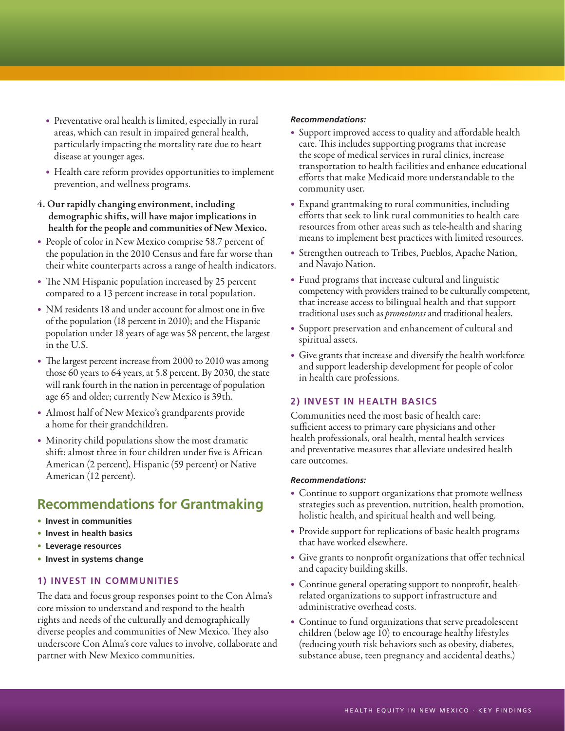- Preventative oral health is limited, especially in rural areas, which can result in impaired general health, particularly impacting the mortality rate due to heart disease at younger ages.
- Health care reform provides opportunities to implement prevention, and wellness programs.

**4. Our rapidly changing environment, including demographic shifts, will have major implications in health for the people and communities of New Mexico.**

- People of color in New Mexico comprise 58.7 percent of the population in the 2010 Census and fare far worse than their white counterparts across a range of health indicators.
- The NM Hispanic population increased by 25 percent compared to a 13 percent increase in total population.
- NM residents 18 and under account for almost one in five of the population (18 percent in 2010); and the Hispanic population under 18 years of age was 58 percent, the largest in the U.S.
- The largest percent increase from 2000 to 2010 was among those 60 years to 64 years, at 5.8 percent. By 2030, the state will rank fourth in the nation in percentage of population age 65 and older; currently New Mexico is 39th.
- Almost half of New Mexico's grandparents provide a home for their grandchildren.
- Minority child populations show the most dramatic shift: almost three in four children under five is African American (2 percent), Hispanic (59 percent) or Native American (12 percent).

## Recommendations for Grantmaking

- **Invest in communities**
- **Invest in health basics**
- **Leverage resources**
- **Invest in systems change**

### 1) INVEST IN COMMUNITIES

The data and focus group responses point to the Con Alma's core mission to understand and respond to the health rights and needs of the culturally and demographically diverse peoples and communities of New Mexico. They also underscore Con Alma's core values to involve, collaborate and partner with New Mexico communities.

***Recommendations:***

- Support improved access to quality and affordable health care. This includes supporting programs that increase the scope of medical services in rural clinics, increase transportation to health facilities and enhance educational efforts that make Medicaid more understandable to the community user.
- Expand grantmaking to rural communities, including efforts that seek to link rural communities to health care resources from other areas such as tele-health and sharing means to implement best practices with limited resources.
- Strengthen outreach to Tribes, Pueblos, Apache Nation, and Navajo Nation.
- Fund programs that increase cultural and linguistic competency with providers trained to be culturally competent, that increase access to bilingual health and that support traditional uses such as *promotoras* and traditional healers.
- Support preservation and enhancement of cultural and spiritual assets.
- Give grants that increase and diversify the health workforce and support leadership development for people of color in health care professions.

### 2) INVEST IN HEALTH BASICS

Communities need the most basic of health care: sufficient access to primary care physicians and other health professionals, oral health, mental health services and preventative measures that alleviate undesired health care outcomes.

***Recommendations:***

- Continue to support organizations that promote wellness strategies such as prevention, nutrition, health promotion, holistic health, and spiritual health and well being.
- Provide support for replications of basic health programs that have worked elsewhere.
- Give grants to nonprofit organizations that offer technical and capacity building skills.
- Continue general operating support to nonprofit, health-related organizations to support infrastructure and administrative overhead costs.
- Continue to fund organizations that serve preadolescent children (below age 10) to encourage healthy lifestyles (reducing youth risk behaviors such as obesity, diabetes, substance abuse, teen pregnancy and accidental deaths.)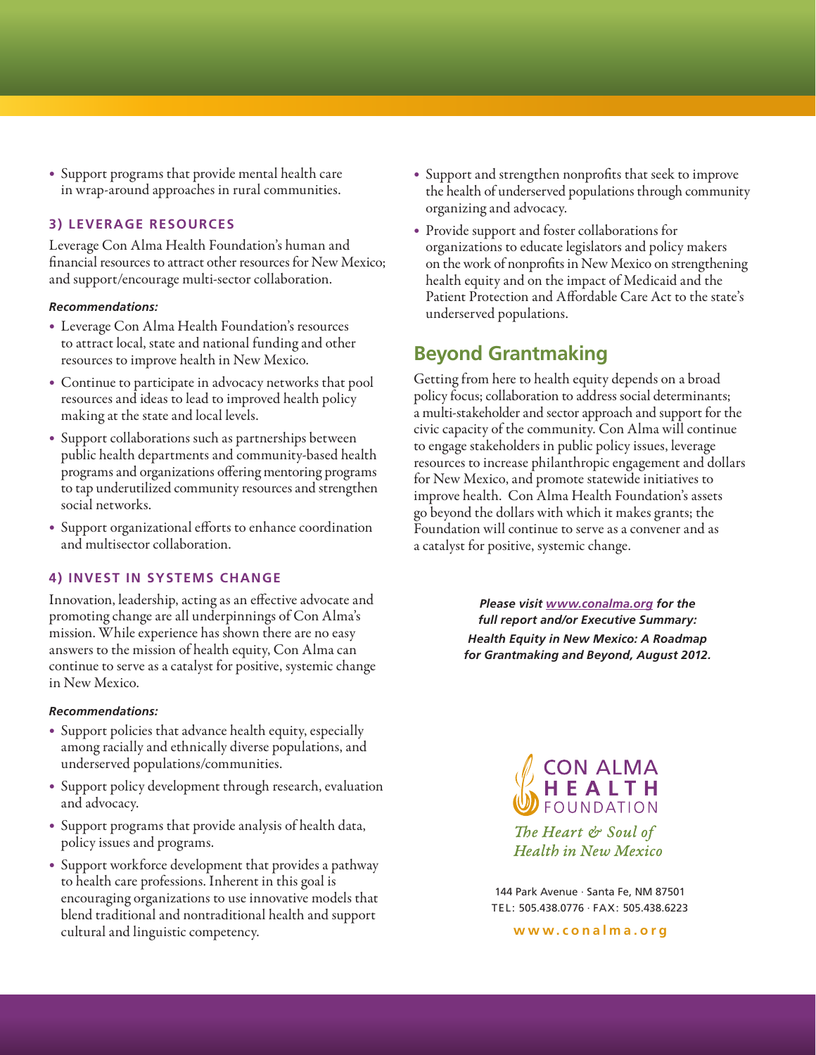- Support programs that provide mental health care in wrap-around approaches in rural communities.

### 3) LEVERAGE RESOURCES

Leverage Con Alma Health Foundation's human and financial resources to attract other resources for New Mexico; and support/encourage multi-sector collaboration.

***Recommendations:***

- Leverage Con Alma Health Foundation's resources to attract local, state and national funding and other resources to improve health in New Mexico.
- Continue to participate in advocacy networks that pool resources and ideas to lead to improved health policy making at the state and local levels.
- Support collaborations such as partnerships between public health departments and community-based health programs and organizations offering mentoring programs to tap underutilized community resources and strengthen social networks.
- Support organizational efforts to enhance coordination and multisector collaboration.

### 4) INVEST IN SYSTEMS CHANGE

Innovation, leadership, acting as an effective advocate and promoting change are all underpinnings of Con Alma's mission. While experience has shown there are no easy answers to the mission of health equity, Con Alma can continue to serve as a catalyst for positive, systemic change in New Mexico.

***Recommendations:***

- Support policies that advance health equity, especially among racially and ethnically diverse populations, and underserved populations/communities.
- Support policy development through research, evaluation and advocacy.
- Support programs that provide analysis of health data, policy issues and programs.
- Support workforce development that provides a pathway to health care professions. Inherent in this goal is encouraging organizations to use innovative models that blend traditional and nontraditional health and support cultural and linguistic competency.
- Support and strengthen nonprofits that seek to improve the health of underserved populations through community organizing and advocacy.
- Provide support and foster collaborations for organizations to educate legislators and policy makers on the work of nonprofits in New Mexico on strengthening health equity and on the impact of Medicaid and the Patient Protection and Affordable Care Act to the state's underserved populations.

## Beyond Grantmaking

Getting from here to health equity depends on a broad policy focus; collaboration to address social determinants; a multi-stakeholder and sector approach and support for the civic capacity of the community. Con Alma will continue to engage stakeholders in public policy issues, leverage resources to increase philanthropic engagement and dollars for New Mexico, and promote statewide initiatives to improve health. Con Alma Health Foundation's assets go beyond the dollars with which it makes grants; the Foundation will continue to serve as a convener and as a catalyst for positive, systemic change.

***Please visit www.conalma.org for the full report and/or Executive Summary: Health Equity in New Mexico: A Roadmap for Grantmaking and Beyond, August 2012.***

CON ALMA HEALTH FOUNDATION

*The Heart & Soul of Health in New Mexico*

144 Park Avenue · Santa Fe, NM 87501
TEL: 505.438.0776 · FAX: 505.438.6223

www.conalma.org